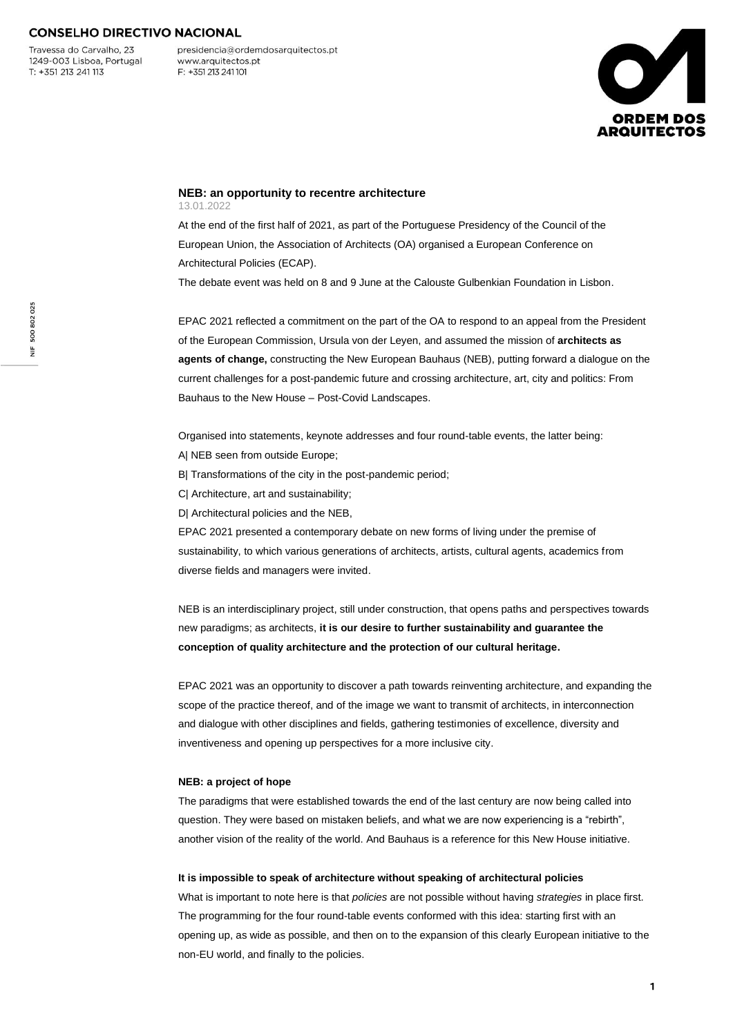**CONSELHO DIRECTIVO NACIONAL**

Travessa do Carvalho, 23
1249-003 Lisboa, Portugal
T: +351 213 241 113

presidencia@ordemdosarquitectos.pt
www.arquitectos.pt
F: +351 213 241 101

ORDEM DOS ARQUITECTOS

NIF 500 802 025

## NEB: an opportunity to recentre architecture

13.01.2022

At the end of the first half of 2021, as part of the Portuguese Presidency of the Council of the European Union, the Association of Architects (OA) organised a European Conference on Architectural Policies (ECAP).

The debate event was held on 8 and 9 June at the Calouste Gulbenkian Foundation in Lisbon.

EPAC 2021 reflected a commitment on the part of the OA to respond to an appeal from the President of the European Commission, Ursula von der Leyen, and assumed the mission of **architects as agents of change,** constructing the New European Bauhaus (NEB), putting forward a dialogue on the current challenges for a post-pandemic future and crossing architecture, art, city and politics: From Bauhaus to the New House – Post-Covid Landscapes.

Organised into statements, keynote addresses and four round-table events, the latter being:

A| NEB seen from outside Europe;

B| Transformations of the city in the post-pandemic period;

C| Architecture, art and sustainability;

D| Architectural policies and the NEB,

EPAC 2021 presented a contemporary debate on new forms of living under the premise of sustainability, to which various generations of architects, artists, cultural agents, academics from diverse fields and managers were invited.

NEB is an interdisciplinary project, still under construction, that opens paths and perspectives towards new paradigms; as architects, **it is our desire to further sustainability and guarantee the conception of quality architecture and the protection of our cultural heritage.**

EPAC 2021 was an opportunity to discover a path towards reinventing architecture, and expanding the scope of the practice thereof, and of the image we want to transmit of architects, in interconnection and dialogue with other disciplines and fields, gathering testimonies of excellence, diversity and inventiveness and opening up perspectives for a more inclusive city.

### NEB: a project of hope

The paradigms that were established towards the end of the last century are now being called into question. They were based on mistaken beliefs, and what we are now experiencing is a "rebirth", another vision of the reality of the world. And Bauhaus is a reference for this New House initiative.

### It is impossible to speak of architecture without speaking of architectural policies

What is important to note here is that *policies* are not possible without having *strategies* in place first. The programming for the four round-table events conformed with this idea: starting first with an opening up, as wide as possible, and then on to the expansion of this clearly European initiative to the non-EU world, and finally to the policies.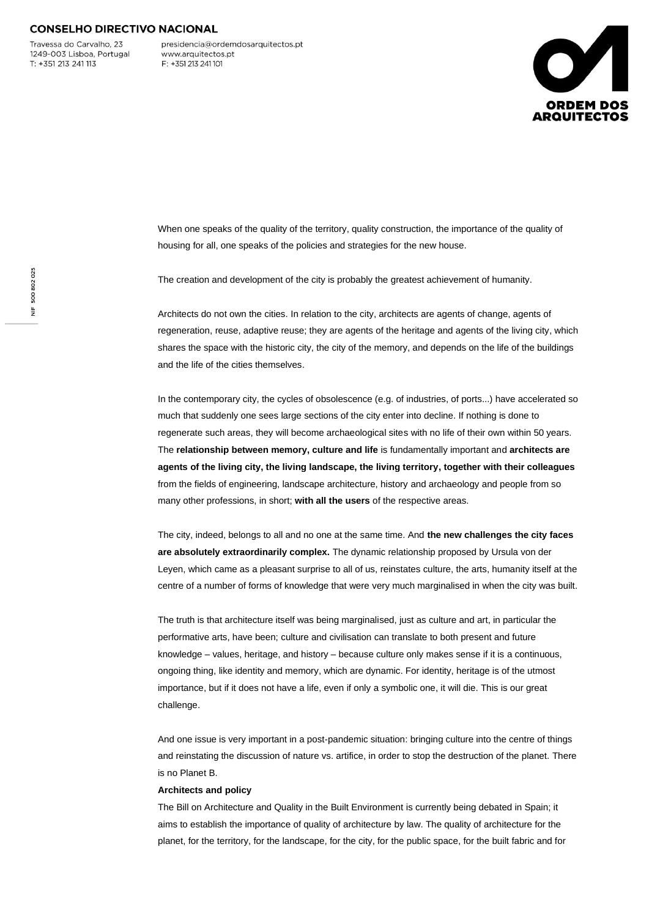When one speaks of the quality of the territory, quality construction, the importance of the quality of housing for all, one speaks of the policies and strategies for the new house.

The creation and development of the city is probably the greatest achievement of humanity.

Architects do not own the cities. In relation to the city, architects are agents of change, agents of regeneration, reuse, adaptive reuse; they are agents of the heritage and agents of the living city, which shares the space with the historic city, the city of the memory, and depends on the life of the buildings and the life of the cities themselves.

In the contemporary city, the cycles of obsolescence (e.g. of industries, of ports...) have accelerated so much that suddenly one sees large sections of the city enter into decline. If nothing is done to regenerate such areas, they will become archaeological sites with no life of their own within 50 years. The **relationship between memory, culture and life** is fundamentally important and **architects are agents of the living city, the living landscape, the living territory, together with their colleagues** from the fields of engineering, landscape architecture, history and archaeology and people from so many other professions, in short; **with all the users** of the respective areas.

The city, indeed, belongs to all and no one at the same time. And **the new challenges the city faces are absolutely extraordinarily complex.** The dynamic relationship proposed by Ursula von der Leyen, which came as a pleasant surprise to all of us, reinstates culture, the arts, humanity itself at the centre of a number of forms of knowledge that were very much marginalised in when the city was built.

The truth is that architecture itself was being marginalised, just as culture and art, in particular the performative arts, have been; culture and civilisation can translate to both present and future knowledge – values, heritage, and history – because culture only makes sense if it is a continuous, ongoing thing, like identity and memory, which are dynamic. For identity, heritage is of the utmost importance, but if it does not have a life, even if only a symbolic one, it will die. This is our great challenge.

And one issue is very important in a post-pandemic situation: bringing culture into the centre of things and reinstating the discussion of nature vs. artifice, in order to stop the destruction of the planet. There is no Planet B.

**Architects and policy**

The Bill on Architecture and Quality in the Built Environment is currently being debated in Spain; it aims to establish the importance of quality of architecture by law. The quality of architecture for the planet, for the territory, for the landscape, for the city, for the public space, for the built fabric and for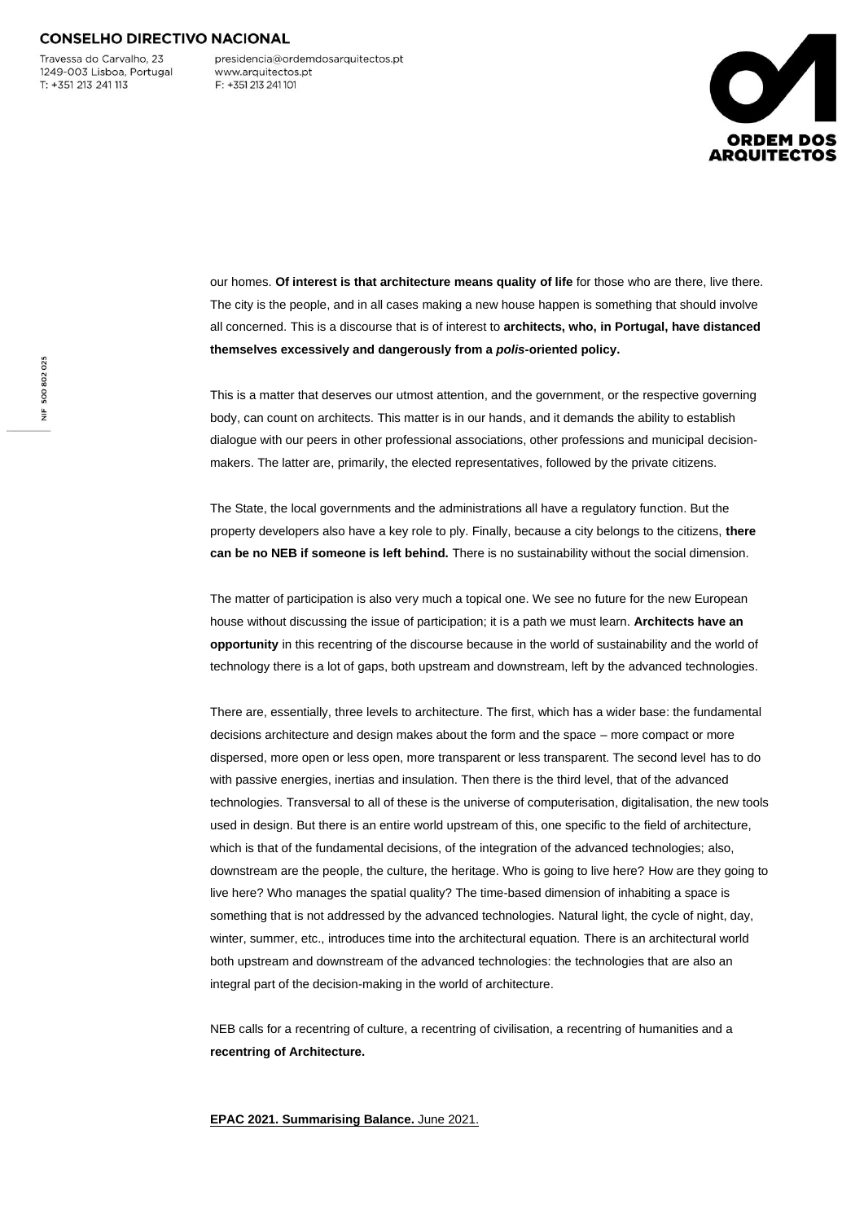our homes. **Of interest is that architecture means quality of life** for those who are there, live there. The city is the people, and in all cases making a new house happen is something that should involve all concerned. This is a discourse that is of interest to **architects, who, in Portugal, have distanced themselves excessively and dangerously from a *polis*-oriented policy.**

This is a matter that deserves our utmost attention, and the government, or the respective governing body, can count on architects. This matter is in our hands, and it demands the ability to establish dialogue with our peers in other professional associations, other professions and municipal decision-makers. The latter are, primarily, the elected representatives, followed by the private citizens.

The State, the local governments and the administrations all have a regulatory function. But the property developers also have a key role to ply. Finally, because a city belongs to the citizens, **there can be no NEB if someone is left behind.** There is no sustainability without the social dimension.

The matter of participation is also very much a topical one. We see no future for the new European house without discussing the issue of participation; it is a path we must learn. **Architects have an opportunity** in this recentring of the discourse because in the world of sustainability and the world of technology there is a lot of gaps, both upstream and downstream, left by the advanced technologies.

There are, essentially, three levels to architecture. The first, which has a wider base: the fundamental decisions architecture and design makes about the form and the space – more compact or more dispersed, more open or less open, more transparent or less transparent. The second level has to do with passive energies, inertias and insulation. Then there is the third level, that of the advanced technologies. Transversal to all of these is the universe of computerisation, digitalisation, the new tools used in design. But there is an entire world upstream of this, one specific to the field of architecture, which is that of the fundamental decisions, of the integration of the advanced technologies; also, downstream are the people, the culture, the heritage. Who is going to live here? How are they going to live here? Who manages the spatial quality? The time-based dimension of inhabiting a space is something that is not addressed by the advanced technologies. Natural light, the cycle of night, day, winter, summer, etc., introduces time into the architectural equation. There is an architectural world both upstream and downstream of the advanced technologies: the technologies that are also an integral part of the decision-making in the world of architecture.

NEB calls for a recentring of culture, a recentring of civilisation, a recentring of humanities and a **recentring of Architecture.**

**EPAC 2021. Summarising Balance.** June 2021.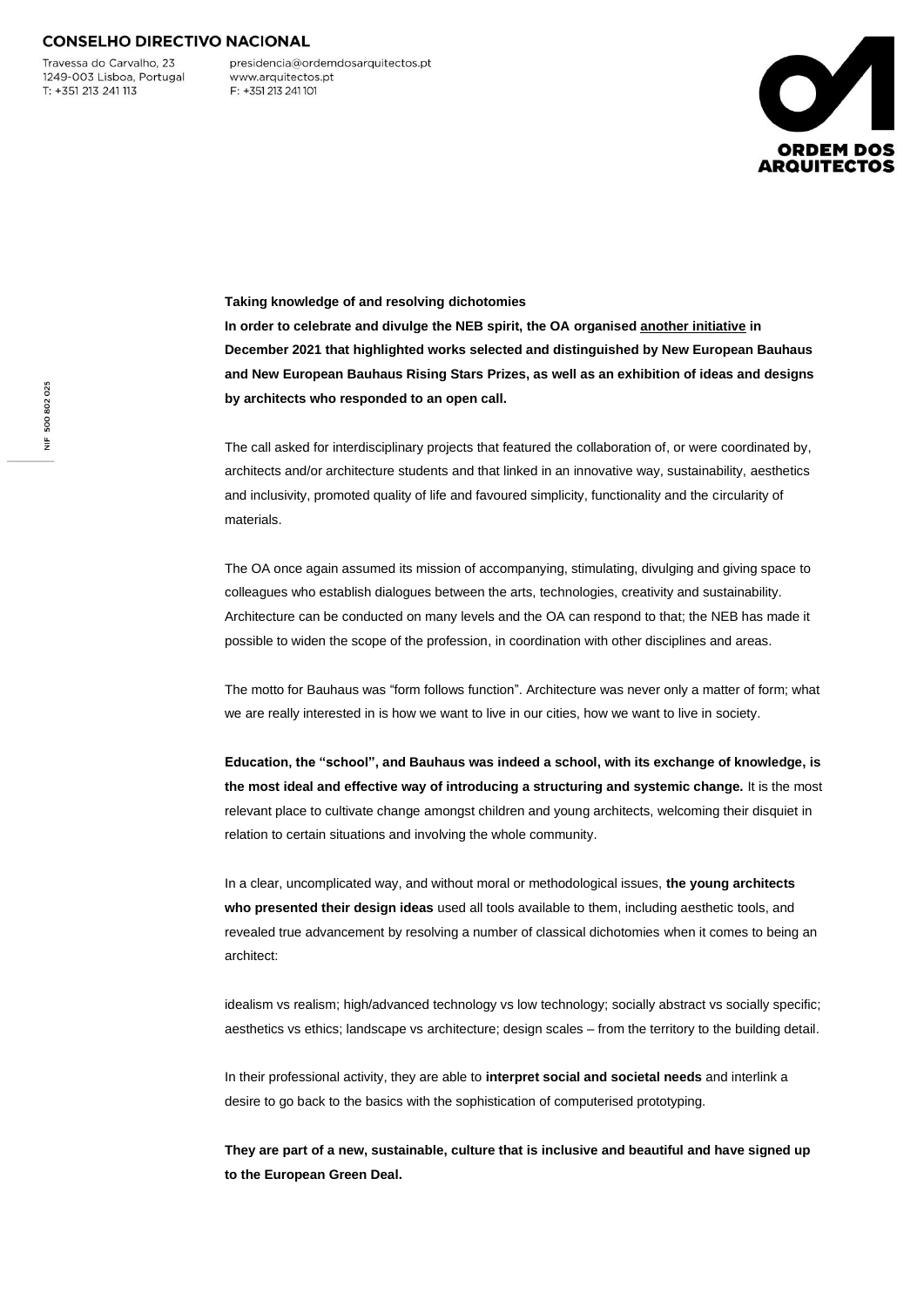**Taking knowledge of and resolving dichotomies**

**In order to celebrate and divulge the NEB spirit, the OA organised another initiative in December 2021 that highlighted works selected and distinguished by New European Bauhaus and New European Bauhaus Rising Stars Prizes, as well as an exhibition of ideas and designs by architects who responded to an open call.**

The call asked for interdisciplinary projects that featured the collaboration of, or were coordinated by, architects and/or architecture students and that linked in an innovative way, sustainability, aesthetics and inclusivity, promoted quality of life and favoured simplicity, functionality and the circularity of materials.

The OA once again assumed its mission of accompanying, stimulating, divulging and giving space to colleagues who establish dialogues between the arts, technologies, creativity and sustainability. Architecture can be conducted on many levels and the OA can respond to that; the NEB has made it possible to widen the scope of the profession, in coordination with other disciplines and areas.

The motto for Bauhaus was "form follows function". Architecture was never only a matter of form; what we are really interested in is how we want to live in our cities, how we want to live in society.

**Education, the "school", and Bauhaus was indeed a school, with its exchange of knowledge, is the most ideal and effective way of introducing a structuring and systemic change.** It is the most relevant place to cultivate change amongst children and young architects, welcoming their disquiet in relation to certain situations and involving the whole community.

In a clear, uncomplicated way, and without moral or methodological issues, **the young architects who presented their design ideas** used all tools available to them, including aesthetic tools, and revealed true advancement by resolving a number of classical dichotomies when it comes to being an architect:

idealism vs realism; high/advanced technology vs low technology; socially abstract vs socially specific; aesthetics vs ethics; landscape vs architecture; design scales – from the territory to the building detail.

In their professional activity, they are able to **interpret social and societal needs** and interlink a desire to go back to the basics with the sophistication of computerised prototyping.

**They are part of a new, sustainable, culture that is inclusive and beautiful and have signed up to the European Green Deal.**